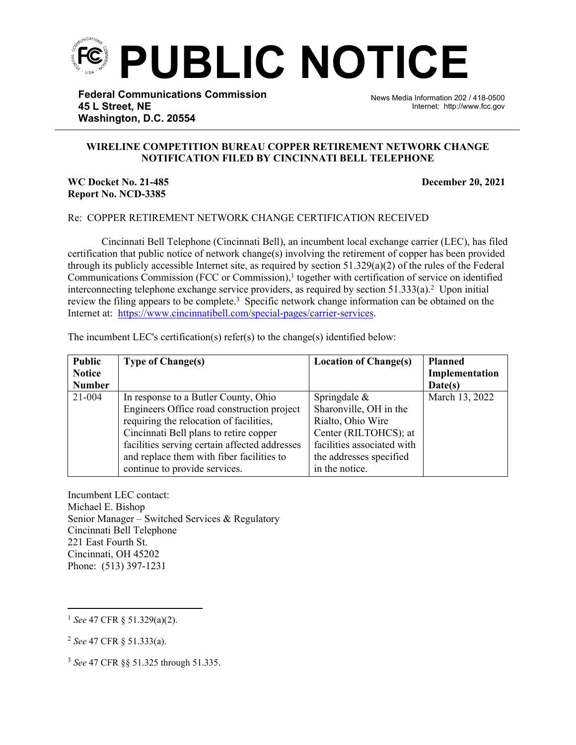# PUBLIC NOTICE

**Federal Communications Commission**
**45 L Street, NE**
**Washington, D.C. 20554**

News Media Information 202 / 418-0500
Internet: http://www.fcc.gov

**WIRELINE COMPETITION BUREAU COPPER RETIREMENT NETWORK CHANGE NOTIFICATION FILED BY CINCINNATI BELL TELEPHONE**

**WC Docket No. 21-485**
**Report No. NCD-3385**

**December 20, 2021**

Re: COPPER RETIREMENT NETWORK CHANGE CERTIFICATION RECEIVED

Cincinnati Bell Telephone (Cincinnati Bell), an incumbent local exchange carrier (LEC), has filed certification that public notice of network change(s) involving the retirement of copper has been provided through its publicly accessible Internet site, as required by section 51.329(a)(2) of the rules of the Federal Communications Commission (FCC or Commission),[1] together with certification of service on identified interconnecting telephone exchange service providers, as required by section 51.333(a).[2] Upon initial review the filing appears to be complete.[3] Specific network change information can be obtained on the Internet at: https://www.cincinnatibell.com/special-pages/carrier-services.

The incumbent LEC's certification(s) refer(s) to the change(s) identified below:

| Public Notice Number | Type of Change(s) | Location of Change(s) | Planned Implementation Date(s) |
|---|---|---|---|
| 21-004 | In response to a Butler County, Ohio Engineers Office road construction project requiring the relocation of facilities, Cincinnati Bell plans to retire copper facilities serving certain affected addresses and replace them with fiber facilities to continue to provide services. | Springdale & Sharonville, OH in the Rialto, Ohio Wire Center (RILTOHCS); at facilities associated with the addresses specified in the notice. | March 13, 2022 |

Incumbent LEC contact:
Michael E. Bishop
Senior Manager – Switched Services & Regulatory
Cincinnati Bell Telephone
221 East Fourth St.
Cincinnati, OH 45202
Phone: (513) 397-1231

---

[1] *See* 47 CFR § 51.329(a)(2).

[2] *See* 47 CFR § 51.333(a).

[3] *See* 47 CFR §§ 51.325 through 51.335.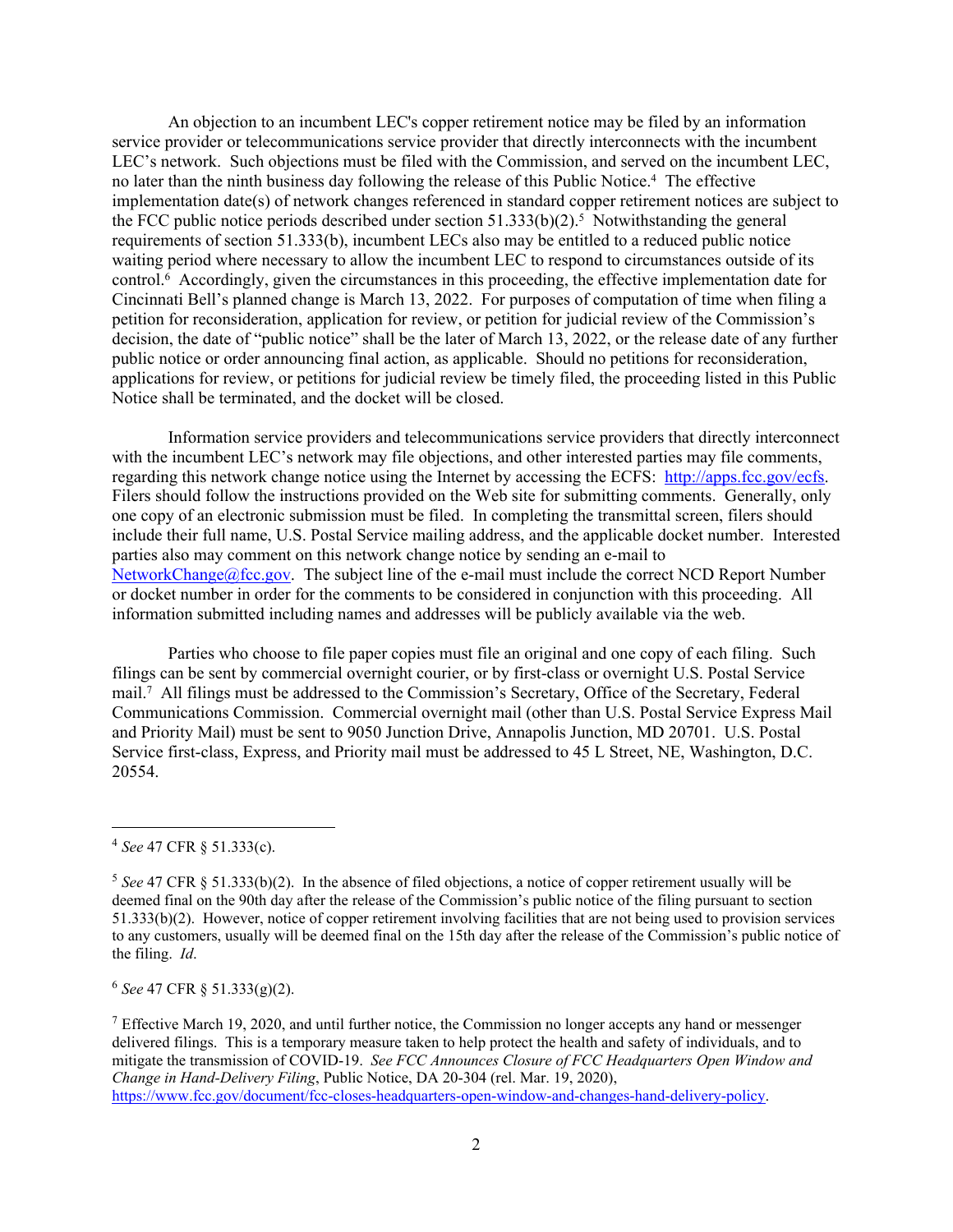An objection to an incumbent LEC's copper retirement notice may be filed by an information service provider or telecommunications service provider that directly interconnects with the incumbent LEC's network. Such objections must be filed with the Commission, and served on the incumbent LEC, no later than the ninth business day following the release of this Public Notice.[4] The effective implementation date(s) of network changes referenced in standard copper retirement notices are subject to the FCC public notice periods described under section 51.333(b)(2).[5] Notwithstanding the general requirements of section 51.333(b), incumbent LECs also may be entitled to a reduced public notice waiting period where necessary to allow the incumbent LEC to respond to circumstances outside of its control.[6] Accordingly, given the circumstances in this proceeding, the effective implementation date for Cincinnati Bell's planned change is March 13, 2022. For purposes of computation of time when filing a petition for reconsideration, application for review, or petition for judicial review of the Commission's decision, the date of "public notice" shall be the later of March 13, 2022, or the release date of any further public notice or order announcing final action, as applicable. Should no petitions for reconsideration, applications for review, or petitions for judicial review be timely filed, the proceeding listed in this Public Notice shall be terminated, and the docket will be closed.

Information service providers and telecommunications service providers that directly interconnect with the incumbent LEC's network may file objections, and other interested parties may file comments, regarding this network change notice using the Internet by accessing the ECFS: http://apps.fcc.gov/ecfs. Filers should follow the instructions provided on the Web site for submitting comments. Generally, only one copy of an electronic submission must be filed. In completing the transmittal screen, filers should include their full name, U.S. Postal Service mailing address, and the applicable docket number. Interested parties also may comment on this network change notice by sending an e-mail to NetworkChange@fcc.gov. The subject line of the e-mail must include the correct NCD Report Number or docket number in order for the comments to be considered in conjunction with this proceeding. All information submitted including names and addresses will be publicly available via the web.

Parties who choose to file paper copies must file an original and one copy of each filing. Such filings can be sent by commercial overnight courier, or by first-class or overnight U.S. Postal Service mail.[7] All filings must be addressed to the Commission's Secretary, Office of the Secretary, Federal Communications Commission. Commercial overnight mail (other than U.S. Postal Service Express Mail and Priority Mail) must be sent to 9050 Junction Drive, Annapolis Junction, MD 20701. U.S. Postal Service first-class, Express, and Priority mail must be addressed to 45 L Street, NE, Washington, D.C. 20554.

---

[4] *See* 47 CFR § 51.333(c).

[5] *See* 47 CFR § 51.333(b)(2). In the absence of filed objections, a notice of copper retirement usually will be deemed final on the 90th day after the release of the Commission's public notice of the filing pursuant to section 51.333(b)(2). However, notice of copper retirement involving facilities that are not being used to provision services to any customers, usually will be deemed final on the 15th day after the release of the Commission's public notice of the filing. *Id*.

[6] *See* 47 CFR § 51.333(g)(2).

[7] Effective March 19, 2020, and until further notice, the Commission no longer accepts any hand or messenger delivered filings. This is a temporary measure taken to help protect the health and safety of individuals, and to mitigate the transmission of COVID-19. *See FCC Announces Closure of FCC Headquarters Open Window and Change in Hand-Delivery Filing*, Public Notice, DA 20-304 (rel. Mar. 19, 2020), https://www.fcc.gov/document/fcc-closes-headquarters-open-window-and-changes-hand-delivery-policy.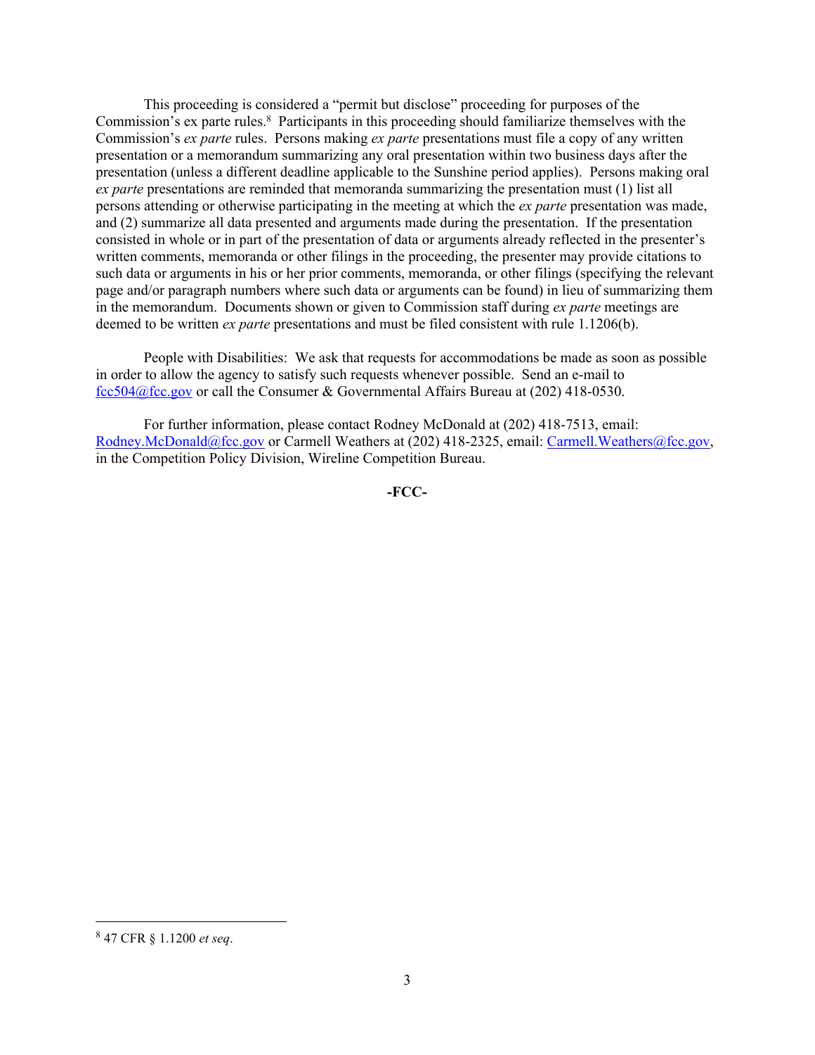This proceeding is considered a "permit but disclose" proceeding for purposes of the Commission's ex parte rules.[8] Participants in this proceeding should familiarize themselves with the Commission's *ex parte* rules. Persons making *ex parte* presentations must file a copy of any written presentation or a memorandum summarizing any oral presentation within two business days after the presentation (unless a different deadline applicable to the Sunshine period applies). Persons making oral *ex parte* presentations are reminded that memoranda summarizing the presentation must (1) list all persons attending or otherwise participating in the meeting at which the *ex parte* presentation was made, and (2) summarize all data presented and arguments made during the presentation. If the presentation consisted in whole or in part of the presentation of data or arguments already reflected in the presenter's written comments, memoranda or other filings in the proceeding, the presenter may provide citations to such data or arguments in his or her prior comments, memoranda, or other filings (specifying the relevant page and/or paragraph numbers where such data or arguments can be found) in lieu of summarizing them in the memorandum. Documents shown or given to Commission staff during *ex parte* meetings are deemed to be written *ex parte* presentations and must be filed consistent with rule 1.1206(b).

People with Disabilities: We ask that requests for accommodations be made as soon as possible in order to allow the agency to satisfy such requests whenever possible. Send an e-mail to fcc504@fcc.gov or call the Consumer & Governmental Affairs Bureau at (202) 418-0530.

For further information, please contact Rodney McDonald at (202) 418-7513, email: Rodney.McDonald@fcc.gov or Carmell Weathers at (202) 418-2325, email: Carmell.Weathers@fcc.gov, in the Competition Policy Division, Wireline Competition Bureau.

**-FCC-**

---

[8] 47 CFR § 1.1200 *et seq*.